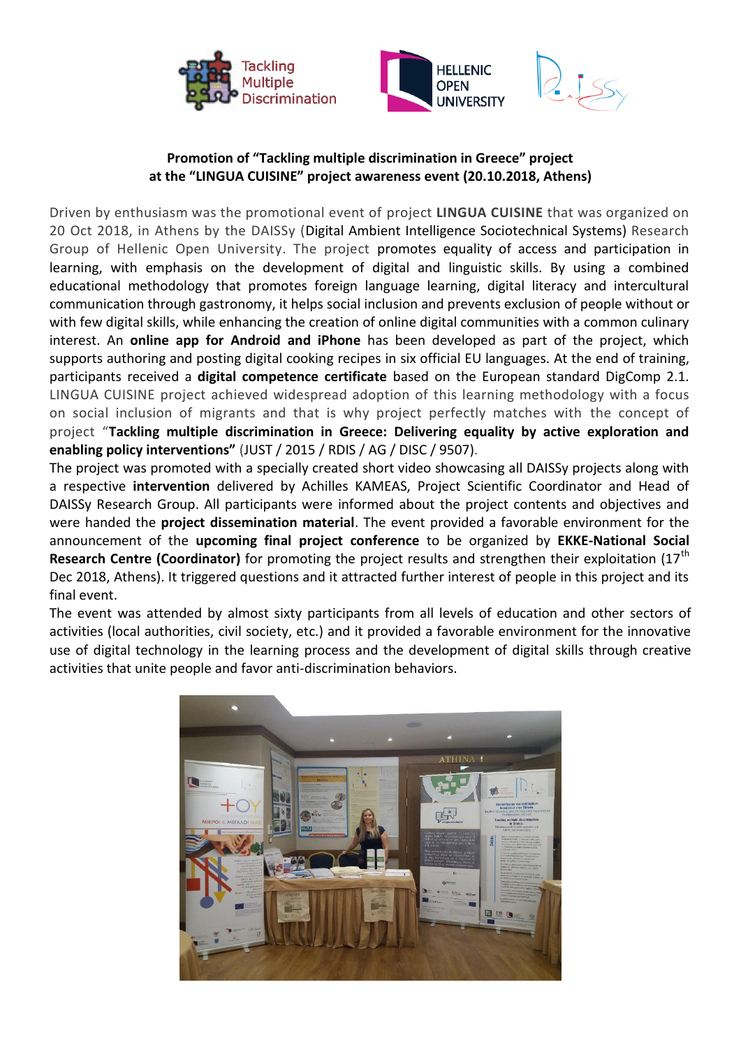**Promotion of "Tackling multiple discrimination in Greece" project at the "LINGUA CUISINE" project awareness event (20.10.2018, Athens)**

Driven by enthusiasm was the promotional event of project **LINGUA CUISINE** that was organized on 20 Oct 2018, in Athens by the DAISSy (Digital Ambient Intelligence Sociotechnical Systems) Research Group of Hellenic Open University. The project promotes equality of access and participation in learning, with emphasis on the development of digital and linguistic skills. By using a combined educational methodology that promotes foreign language learning, digital literacy and intercultural communication through gastronomy, it helps social inclusion and prevents exclusion of people without or with few digital skills, while enhancing the creation of online digital communities with a common culinary interest. An **online app for Android and iPhone** has been developed as part of the project, which supports authoring and posting digital cooking recipes in six official EU languages. At the end of training, participants received a **digital competence certificate** based on the European standard DigComp 2.1. LINGUA CUISINE project achieved widespread adoption of this learning methodology with a focus on social inclusion of migrants and that is why project perfectly matches with the concept of project "**Tackling multiple discrimination in Greece: Delivering equality by active exploration and enabling policy interventions"** (JUST / 2015 / RDIS / AG / DISC / 9507).

The project was promoted with a specially created short video showcasing all DAISSy projects along with a respective **intervention** delivered by Achilles KAMEAS, Project Scientific Coordinator and Head of DAISSy Research Group. All participants were informed about the project contents and objectives and were handed the **project dissemination material**. The event provided a favorable environment for the announcement of the **upcoming final project conference** to be organized by **EKKE-National Social Research Centre (Coordinator)** for promoting the project results and strengthen their exploitation (17th Dec 2018, Athens). It triggered questions and it attracted further interest of people in this project and its final event.

The event was attended by almost sixty participants from all levels of education and other sectors of activities (local authorities, civil society, etc.) and it provided a favorable environment for the innovative use of digital technology in the learning process and the development of digital skills through creative activities that unite people and favor anti-discrimination behaviors.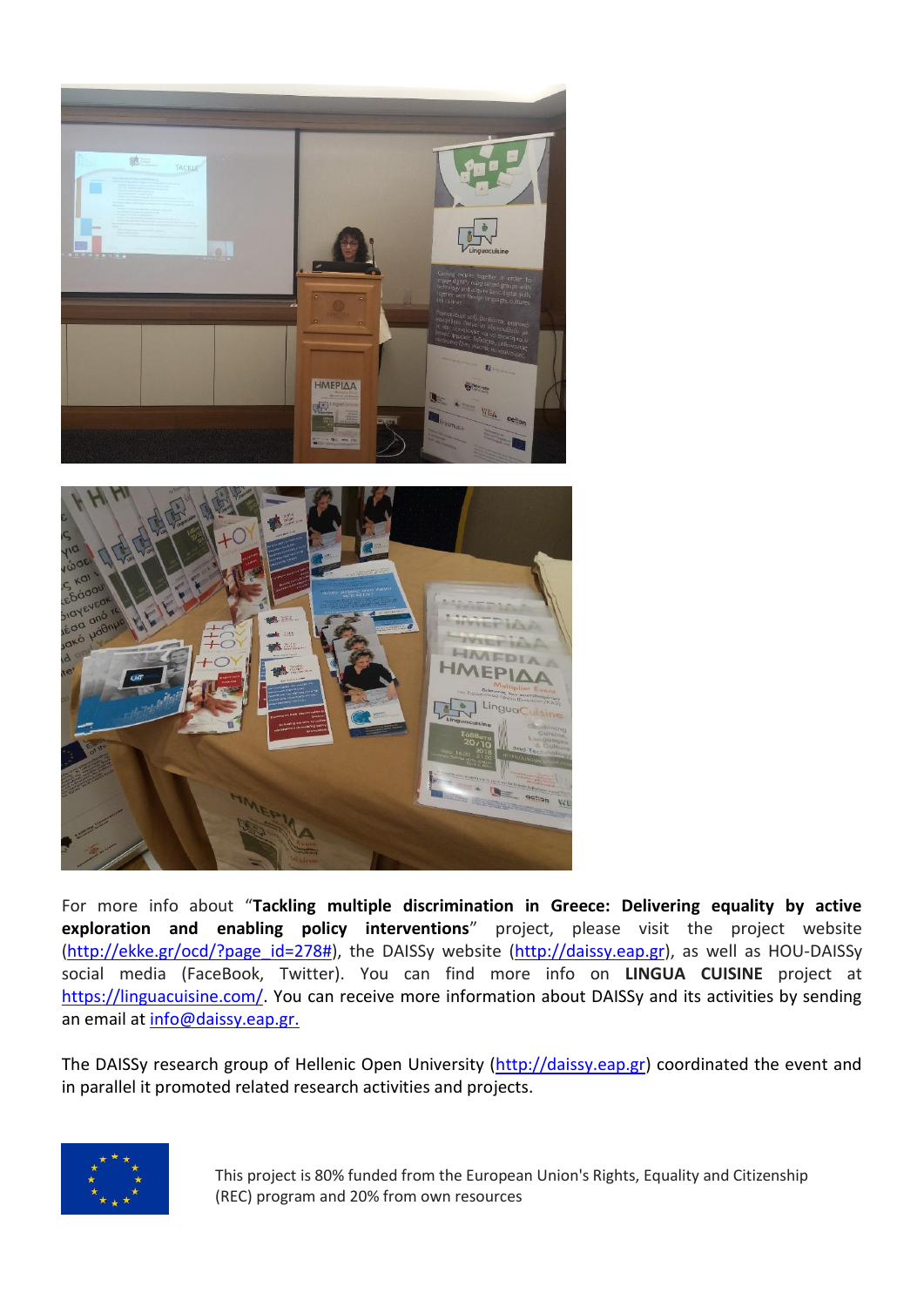For more info about "**Tackling multiple discrimination in Greece: Delivering equality by active exploration and enabling policy interventions**" project, please visit the project website (http://ekke.gr/ocd/?page_id=278#), the DAISSy website (http://daissy.eap.gr), as well as HOU-DAISSy social media (FaceBook, Twitter). You can find more info on **LINGUA CUISINE** project at https://linguacuisine.com/. You can receive more information about DAISSy and its activities by sending an email at info@daissy.eap.gr.

The DAISSy research group of Hellenic Open University (http://daissy.eap.gr) coordinated the event and in parallel it promoted related research activities and projects.

This project is 80% funded from the European Union's Rights, Equality and Citizenship (REC) program and 20% from own resources